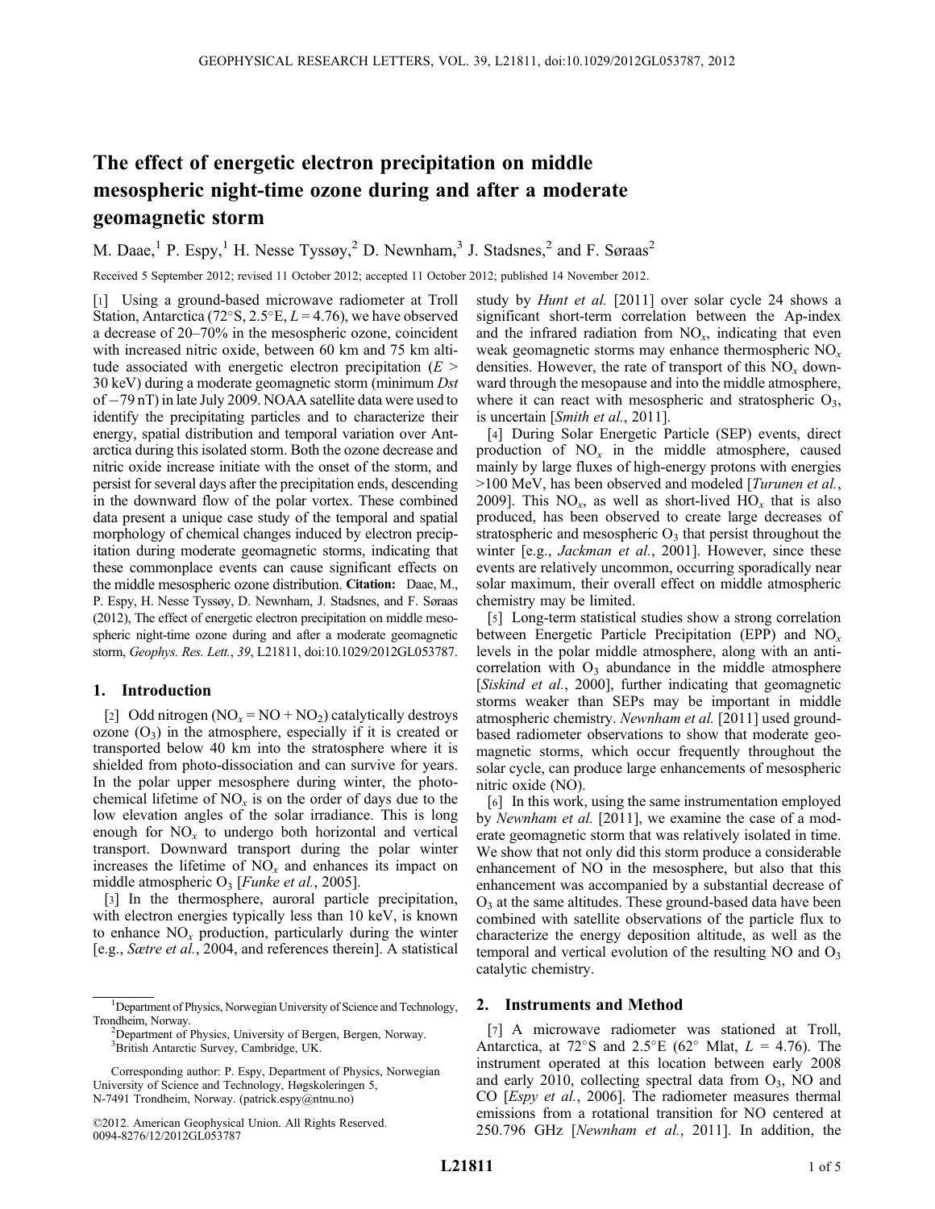# The effect of energetic electron precipitation on middle mesospheric night-time ozone during and after a moderate geomagnetic storm

M. Daae,[1] P. Espy,[1] H. Nesse Tyssøy,[2] D. Newnham,[3] J. Stadsnes,[2] and F. Søraas[2]

Received 5 September 2012; revised 11 October 2012; accepted 11 October 2012; published 14 November 2012.

[1] Using a ground-based microwave radiometer at Troll Station, Antarctica (72°S, 2.5°E, $L = 4.76$), we have observed a decrease of 20–70% in the mesospheric ozone, coincident with increased nitric oxide, between 60 km and 75 km altitude associated with energetic electron precipitation ($E >$ 30 keV) during a moderate geomagnetic storm (minimum *Dst* of −79 nT) in late July 2009. NOAA satellite data were used to identify the precipitating particles and to characterize their energy, spatial distribution and temporal variation over Antarctica during this isolated storm. Both the ozone decrease and nitric oxide increase initiate with the onset of the storm, and persist for several days after the precipitation ends, descending in the downward flow of the polar vortex. These combined data present a unique case study of the temporal and spatial morphology of chemical changes induced by electron precipitation during moderate geomagnetic storms, indicating that these commonplace events can cause significant effects on the middle mesospheric ozone distribution. **Citation:** Daae, M., P. Espy, H. Nesse Tyssøy, D. Newnham, J. Stadsnes, and F. Søraas (2012), The effect of energetic electron precipitation on middle mesospheric night-time ozone during and after a moderate geomagnetic storm, *Geophys. Res. Lett.*, *39*, L21811, doi:10.1029/2012GL053787.

## 1. Introduction

[2] Odd nitrogen ($NO_x = NO + NO_2$) catalytically destroys ozone ($O_3$) in the atmosphere, especially if it is created or transported below 40 km into the stratosphere where it is shielded from photo-dissociation and can survive for years. In the polar upper mesosphere during winter, the photochemical lifetime of $NO_x$ is on the order of days due to the low elevation angles of the solar irradiance. This is long enough for $NO_x$ to undergo both horizontal and vertical transport. Downward transport during the polar winter increases the lifetime of $NO_x$ and enhances its impact on middle atmospheric $O_3$ [*Funke et al.*, 2005].

[3] In the thermosphere, auroral particle precipitation, with electron energies typically less than 10 keV, is known to enhance $NO_x$ production, particularly during the winter [e.g., *Sætre et al.*, 2004, and references therein]. A statistical study by *Hunt et al.* [2011] over solar cycle 24 shows a significant short-term correlation between the Ap-index and the infrared radiation from $NO_x$, indicating that even weak geomagnetic storms may enhance thermospheric $NO_x$ densities. However, the rate of transport of this $NO_x$ downward through the mesopause and into the middle atmosphere, where it can react with mesospheric and stratospheric $O_3$, is uncertain [*Smith et al.*, 2011].

[4] During Solar Energetic Particle (SEP) events, direct production of $NO_x$ in the middle atmosphere, caused mainly by large fluxes of high-energy protons with energies >100 MeV, has been observed and modeled [*Turunen et al.*, 2009]. This $NO_x$, as well as short-lived $HO_x$ that is also produced, has been observed to create large decreases of stratospheric and mesospheric $O_3$ that persist throughout the winter [e.g., *Jackman et al.*, 2001]. However, since these events are relatively uncommon, occurring sporadically near solar maximum, their overall effect on middle atmospheric chemistry may be limited.

[5] Long-term statistical studies show a strong correlation between Energetic Particle Precipitation (EPP) and $NO_x$ levels in the polar middle atmosphere, along with an anti-correlation with $O_3$ abundance in the middle atmosphere [*Siskind et al.*, 2000], further indicating that geomagnetic storms weaker than SEPs may be important in middle atmospheric chemistry. *Newnham et al.* [2011] used ground-based radiometer observations to show that moderate geomagnetic storms, which occur frequently throughout the solar cycle, can produce large enhancements of mesospheric nitric oxide (NO).

[6] In this work, using the same instrumentation employed by *Newnham et al.* [2011], we examine the case of a moderate geomagnetic storm that was relatively isolated in time. We show that not only did this storm produce a considerable enhancement of NO in the mesosphere, but also that this enhancement was accompanied by a substantial decrease of $O_3$ at the same altitudes. These ground-based data have been combined with satellite observations of the particle flux to characterize the energy deposition altitude, as well as the temporal and vertical evolution of the resulting NO and $O_3$ catalytic chemistry.

## 2. Instruments and Method

[7] A microwave radiometer was stationed at Troll, Antarctica, at 72°S and 2.5°E (62° Mlat, $L = 4.76$). The instrument operated at this location between early 2008 and early 2010, collecting spectral data from $O_3$, NO and CO [*Espy et al.*, 2006]. The radiometer measures thermal emissions from a rotational transition for NO centered at 250.796 GHz [*Newnham et al.*, 2011]. In addition, the

---

[1] Department of Physics, Norwegian University of Science and Technology, Trondheim, Norway.
[2] Department of Physics, University of Bergen, Bergen, Norway.
[3] British Antarctic Survey, Cambridge, UK.

Corresponding author: P. Espy, Department of Physics, Norwegian University of Science and Technology, Høgskoleringen 5, N-7491 Trondheim, Norway. (patrick.espy@ntnu.no)

©2012. American Geophysical Union. All Rights Reserved.
0094-8276/12/2012GL053787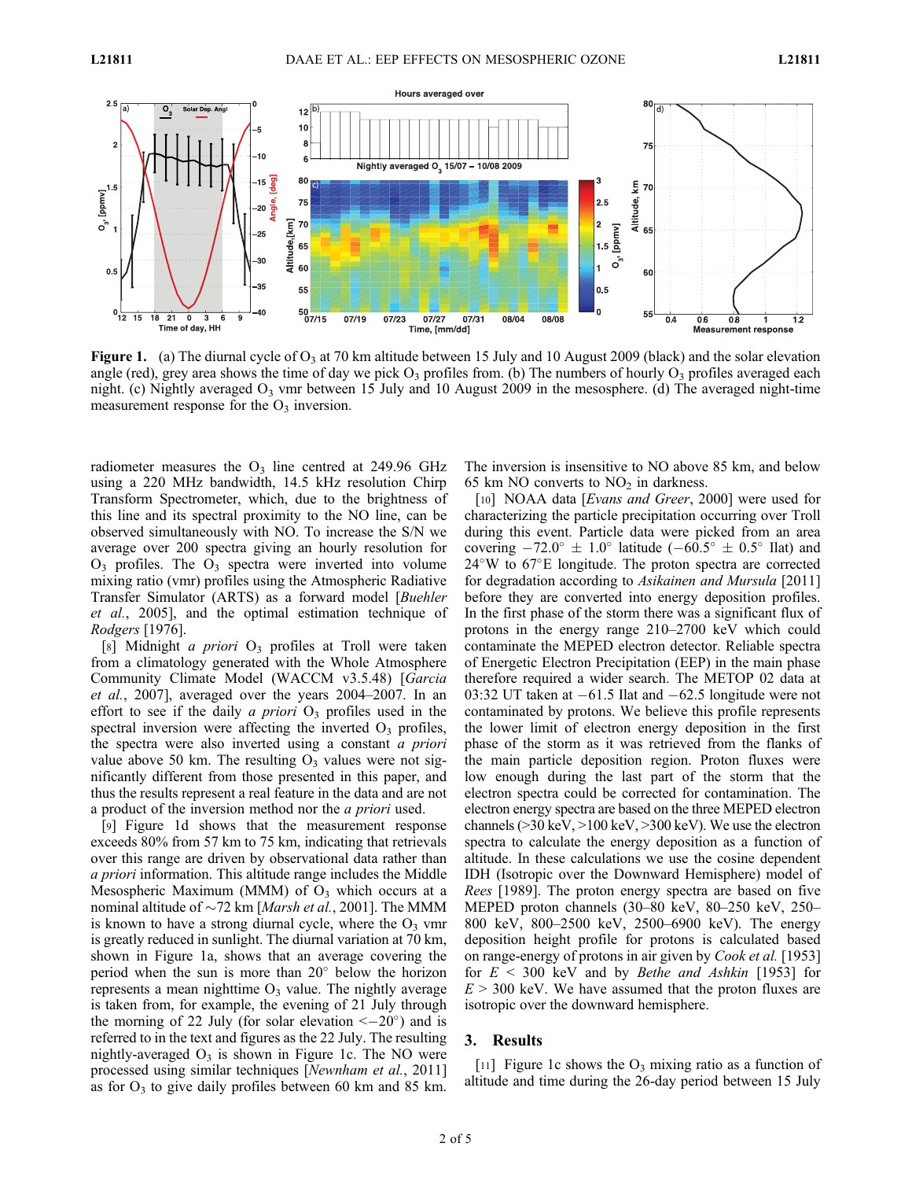**Figure 1.** (a) The diurnal cycle of $O_3$ at 70 km altitude between 15 July and 10 August 2009 (black) and the solar elevation angle (red), grey area shows the time of day we pick $O_3$ profiles from. (b) The numbers of hourly $O_3$ profiles averaged each night. (c) Nightly averaged $O_3$ vmr between 15 July and 10 August 2009 in the mesosphere. (d) The averaged night-time measurement response for the $O_3$ inversion.

radiometer measures the $O_3$ line centred at 249.96 GHz using a 220 MHz bandwidth, 14.5 kHz resolution Chirp Transform Spectrometer, which, due to the brightness of this line and its spectral proximity to the NO line, can be observed simultaneously with NO. To increase the S/N we average over 200 spectra giving an hourly resolution for $O_3$ profiles. The $O_3$ spectra were inverted into volume mixing ratio (vmr) profiles using the Atmospheric Radiative Transfer Simulator (ARTS) as a forward model [*Buehler et al.*, 2005], and the optimal estimation technique of *Rodgers* [1976].

[8] Midnight *a priori* $O_3$ profiles at Troll were taken from a climatology generated with the Whole Atmosphere Community Climate Model (WACCM v3.5.48) [*Garcia et al.*, 2007], averaged over the years 2004–2007. In an effort to see if the daily *a priori* $O_3$ profiles used in the spectral inversion were affecting the inverted $O_3$ profiles, the spectra were also inverted using a constant *a priori* value above 50 km. The resulting $O_3$ values were not significantly different from those presented in this paper, and thus the results represent a real feature in the data and are not a product of the inversion method nor the *a priori* used.

[9] Figure 1d shows that the measurement response exceeds 80% from 57 km to 75 km, indicating that retrievals over this range are driven by observational data rather than *a priori* information. This altitude range includes the Middle Mesospheric Maximum (MMM) of $O_3$ which occurs at a nominal altitude of ~72 km [*Marsh et al.*, 2001]. The MMM is known to have a strong diurnal cycle, where the $O_3$ vmr is greatly reduced in sunlight. The diurnal variation at 70 km, shown in Figure 1a, shows that an average covering the period when the sun is more than 20° below the horizon represents a mean nighttime $O_3$ value. The nightly average is taken from, for example, the evening of 21 July through the morning of 22 July (for solar elevation <−20°) and is referred to in the text and figures as the 22 July. The resulting nightly-averaged $O_3$ is shown in Figure 1c. The NO were processed using similar techniques [*Newnham et al.*, 2011] as for $O_3$ to give daily profiles between 60 km and 85 km. The inversion is insensitive to NO above 85 km, and below 65 km NO converts to $NO_2$ in darkness.

[10] NOAA data [*Evans and Greer*, 2000] were used for characterizing the particle precipitation occurring over Troll during this event. Particle data were picked from an area covering −72.0° ± 1.0° latitude (−60.5° ± 0.5° Ilat) and 24°W to 67°E longitude. The proton spectra are corrected for degradation according to *Asikainen and Mursula* [2011] before they are converted into energy deposition profiles. In the first phase of the storm there was a significant flux of protons in the energy range 210–2700 keV which could contaminate the MEPED electron detector. Reliable spectra of Energetic Electron Precipitation (EEP) in the main phase therefore required a wider search. The METOP 02 data at 03:32 UT taken at −61.5 Ilat and −62.5 longitude were not contaminated by protons. We believe this profile represents the lower limit of electron energy deposition in the first phase of the storm as it was retrieved from the flanks of the main particle deposition region. Proton fluxes were low enough during the last part of the storm that the electron spectra could be corrected for contamination. The electron energy spectra are based on the three MEPED electron channels (>30 keV, >100 keV, >300 keV). We use the electron spectra to calculate the energy deposition as a function of altitude. In these calculations we use the cosine dependent IDH (Isotropic over the Downward Hemisphere) model of *Rees* [1989]. The proton energy spectra are based on five MEPED proton channels (30–80 keV, 80–250 keV, 250–800 keV, 800–2500 keV, 2500–6900 keV). The energy deposition height profile for protons is calculated based on range-energy of protons in air given by *Cook et al.* [1953] for $E$ < 300 keV and by *Bethe and Ashkin* [1953] for $E$ > 300 keV. We have assumed that the proton fluxes are isotropic over the downward hemisphere.

## 3. Results

[11] Figure 1c shows the $O_3$ mixing ratio as a function of altitude and time during the 26-day period between 15 July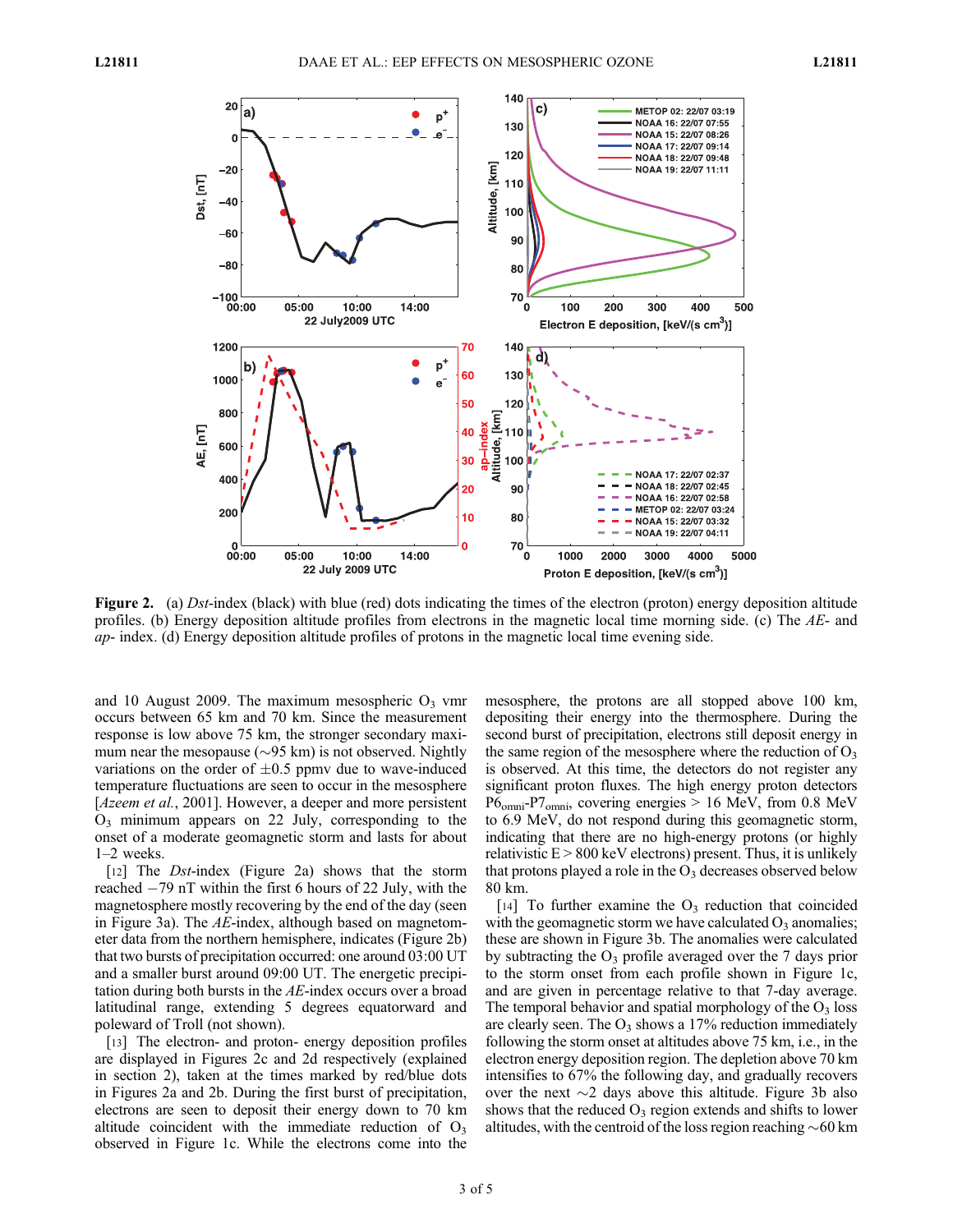**Figure 2.** (a) *Dst*-index (black) with blue (red) dots indicating the times of the electron (proton) energy deposition altitude profiles. (b) Energy deposition altitude profiles from electrons in the magnetic local time morning side. (c) The *AE*- and *ap*- index. (d) Energy deposition altitude profiles of protons in the magnetic local time evening side.

and 10 August 2009. The maximum mesospheric $O_3$ vmr occurs between 65 km and 70 km. Since the measurement response is low above 75 km, the stronger secondary maximum near the mesopause (~95 km) is not observed. Nightly variations on the order of ±0.5 ppmv due to wave-induced temperature fluctuations are seen to occur in the mesosphere [*Azeem et al.*, 2001]. However, a deeper and more persistent $O_3$ minimum appears on 22 July, corresponding to the onset of a moderate geomagnetic storm and lasts for about 1–2 weeks.

[12] The *Dst*-index (Figure 2a) shows that the storm reached −79 nT within the first 6 hours of 22 July, with the magnetosphere mostly recovering by the end of the day (seen in Figure 3a). The *AE*-index, although based on magnetometer data from the northern hemisphere, indicates (Figure 2b) that two bursts of precipitation occurred: one around 03:00 UT and a smaller burst around 09:00 UT. The energetic precipitation during both bursts in the *AE*-index occurs over a broad latitudinal range, extending 5 degrees equatorward and poleward of Troll (not shown).

[13] The electron- and proton- energy deposition profiles are displayed in Figures 2c and 2d respectively (explained in section 2), taken at the times marked by red/blue dots in Figures 2a and 2b. During the first burst of precipitation, electrons are seen to deposit their energy down to 70 km altitude coincident with the immediate reduction of $O_3$ observed in Figure 1c. While the electrons come into the mesosphere, the protons are all stopped above 100 km, depositing their energy into the thermosphere. During the second burst of precipitation, electrons still deposit energy in the same region of the mesosphere where the reduction of $O_3$ is observed. At this time, the detectors do not register any significant proton fluxes. The high energy proton detectors $P6_{omni}$-$P7_{omni}$, covering energies > 16 MeV, from 0.8 MeV to 6.9 MeV, do not respond during this geomagnetic storm, indicating that there are no high-energy protons (or highly relativistic E > 800 keV electrons) present. Thus, it is unlikely that protons played a role in the $O_3$ decreases observed below 80 km.

[14] To further examine the $O_3$ reduction that coincided with the geomagnetic storm we have calculated $O_3$ anomalies; these are shown in Figure 3b. The anomalies were calculated by subtracting the $O_3$ profile averaged over the 7 days prior to the storm onset from each profile shown in Figure 1c, and are given in percentage relative to that 7-day average. The temporal behavior and spatial morphology of the $O_3$ loss are clearly seen. The $O_3$ shows a 17% reduction immediately following the storm onset at altitudes above 75 km, i.e., in the electron energy deposition region. The depletion above 70 km intensifies to 67% the following day, and gradually recovers over the next ~2 days above this altitude. Figure 3b also shows that the reduced $O_3$ region extends and shifts to lower altitudes, with the centroid of the loss region reaching ~60 km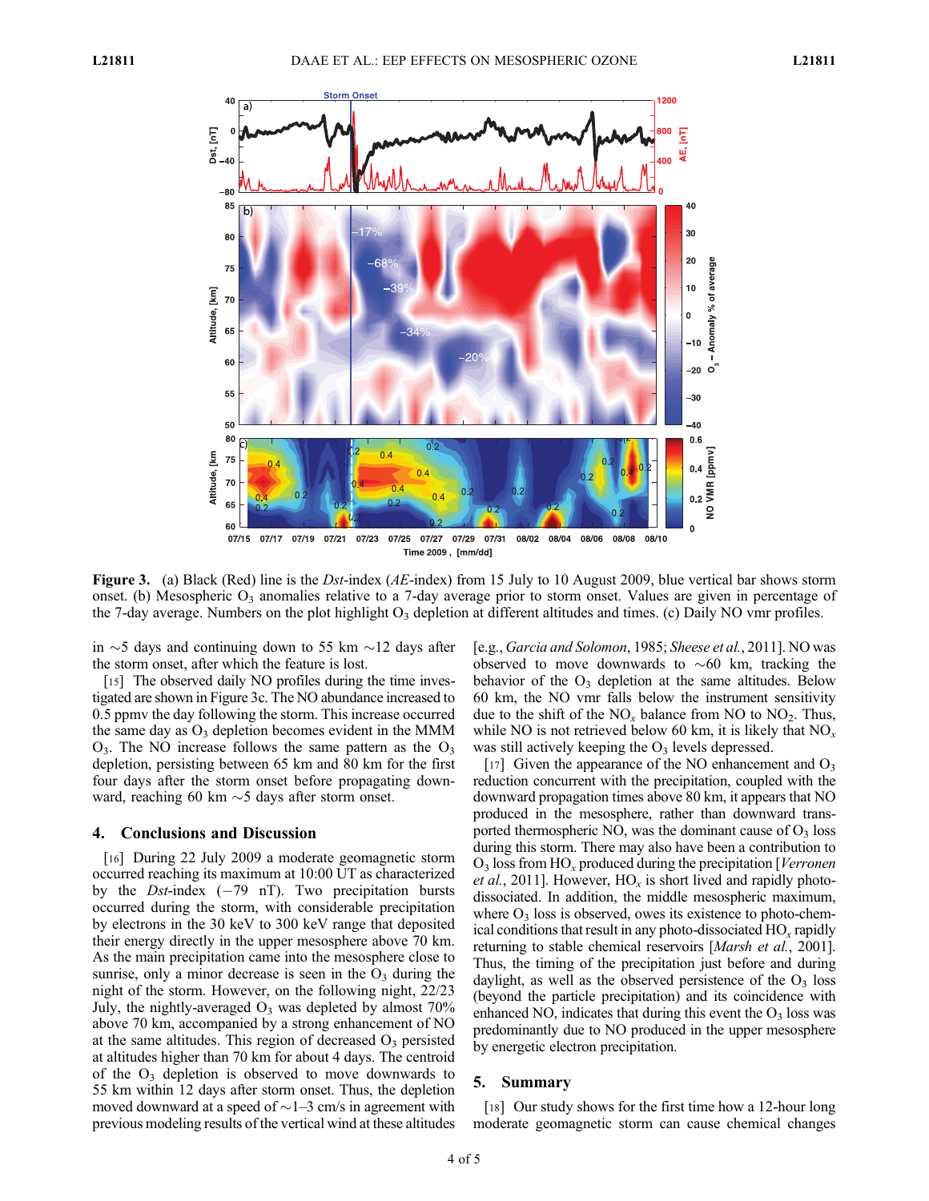**Figure 3.** (a) Black (Red) line is the *Dst*-index (*AE*-index) from 15 July to 10 August 2009, blue vertical bar shows storm onset. (b) Mesospheric $O_3$ anomalies relative to a 7-day average prior to storm onset. Values are given in percentage of the 7-day average. Numbers on the plot highlight $O_3$ depletion at different altitudes and times. (c) Daily NO vmr profiles.

in ~5 days and continuing down to 55 km ~12 days after the storm onset, after which the feature is lost.

[15] The observed daily NO profiles during the time investigated are shown in Figure 3c. The NO abundance increased to 0.5 ppmv the day following the storm. This increase occurred the same day as $O_3$ depletion becomes evident in the MMM $O_3$. The NO increase follows the same pattern as the $O_3$ depletion, persisting between 65 km and 80 km for the first four days after the storm onset before propagating downward, reaching 60 km ~5 days after storm onset.

## 4. Conclusions and Discussion

[16] During 22 July 2009 a moderate geomagnetic storm occurred reaching its maximum at 10:00 UT as characterized by the *Dst*-index (−79 nT). Two precipitation bursts occurred during the storm, with considerable precipitation by electrons in the 30 keV to 300 keV range that deposited their energy directly in the upper mesosphere above 70 km. As the main precipitation came into the mesosphere close to sunrise, only a minor decrease is seen in the $O_3$ during the night of the storm. However, on the following night, 22/23 July, the nightly-averaged $O_3$ was depleted by almost 70% above 70 km, accompanied by a strong enhancement of NO at the same altitudes. This region of decreased $O_3$ persisted at altitudes higher than 70 km for about 4 days. The centroid of the $O_3$ depletion is observed to move downwards to 55 km within 12 days after storm onset. Thus, the depletion moved downward at a speed of ~1–3 cm/s in agreement with previous modeling results of the vertical wind at these altitudes [e.g., *Garcia and Solomon*, 1985; *Sheese et al.*, 2011]. NO was observed to move downwards to ~60 km, tracking the behavior of the $O_3$ depletion at the same altitudes. Below 60 km, the NO vmr falls below the instrument sensitivity due to the shift of the $NO_x$ balance from NO to $NO_2$. Thus, while NO is not retrieved below 60 km, it is likely that $NO_x$ was still actively keeping the $O_3$ levels depressed.

[17] Given the appearance of the NO enhancement and $O_3$ reduction concurrent with the precipitation, coupled with the downward propagation times above 80 km, it appears that NO produced in the mesosphere, rather than downward transported thermospheric NO, was the dominant cause of $O_3$ loss during this storm. There may also have been a contribution to $O_3$ loss from $HO_x$ produced during the precipitation [*Verronen et al.*, 2011]. However, $HO_x$ is short lived and rapidly photodissociated. In addition, the middle mesospheric maximum, where $O_3$ loss is observed, owes its existence to photo-chemical conditions that result in any photo-dissociated $HO_x$ rapidly returning to stable chemical reservoirs [*Marsh et al.*, 2001]. Thus, the timing of the precipitation just before and during daylight, as well as the observed persistence of the $O_3$ loss (beyond the particle precipitation) and its coincidence with enhanced NO, indicates that during this event the $O_3$ loss was predominantly due to NO produced in the upper mesosphere by energetic electron precipitation.

## 5. Summary

[18] Our study shows for the first time how a 12-hour long moderate geomagnetic storm can cause chemical changes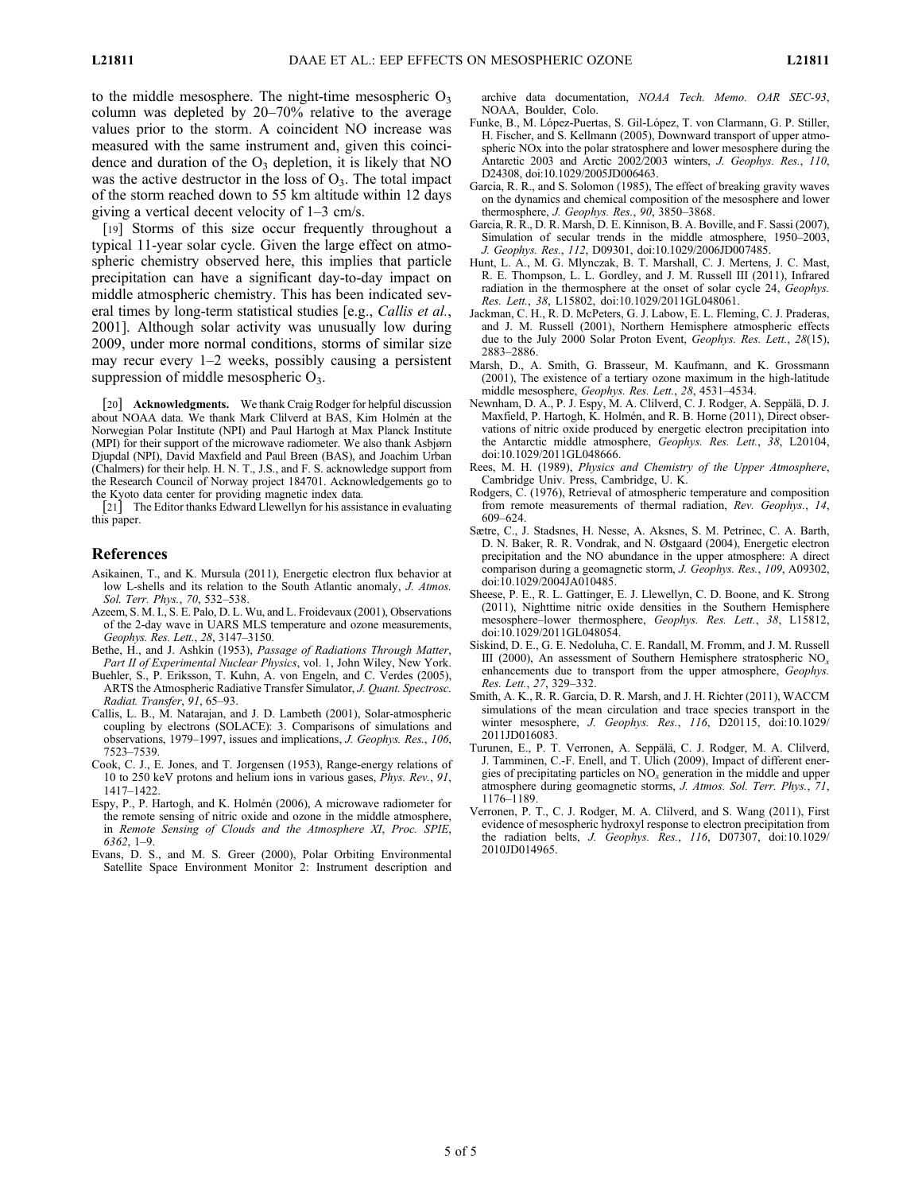to the middle mesosphere. The night-time mesospheric $O_3$ column was depleted by 20–70% relative to the average values prior to the storm. A coincident NO increase was measured with the same instrument and, given this coincidence and duration of the $O_3$ depletion, it is likely that NO was the active destructor in the loss of $O_3$. The total impact of the storm reached down to 55 km altitude within 12 days giving a vertical decent velocity of 1–3 cm/s.

[19] Storms of this size occur frequently throughout a typical 11-year solar cycle. Given the large effect on atmospheric chemistry observed here, this implies that particle precipitation can have a significant day-to-day impact on middle atmospheric chemistry. This has been indicated several times by long-term statistical studies [e.g., *Callis et al.*, 2001]. Although solar activity was unusually low during 2009, under more normal conditions, storms of similar size may recur every 1–2 weeks, possibly causing a persistent suppression of middle mesospheric $O_3$.

[20] **Acknowledgments.** We thank Craig Rodger for helpful discussion about NOAA data. We thank Mark Clilverd at BAS, Kim Holmén at the Norwegian Polar Institute (NPI) and Paul Hartogh at Max Planck Institute (MPI) for their support of the microwave radiometer. We also thank Asbjørn Djupdal (NPI), David Maxfield and Paul Breen (BAS), and Joachim Urban (Chalmers) for their help. H. N. T., J.S., and F. S. acknowledge support from the Research Council of Norway project 184701. Acknowledgements go to the Kyoto data center for providing magnetic index data.

[21] The Editor thanks Edward Llewellyn for his assistance in evaluating this paper.

## References

Asikainen, T., and K. Mursula (2011), Energetic electron flux behavior at low L-shells and its relation to the South Atlantic anomaly, *J. Atmos. Sol. Terr. Phys.*, *70*, 532–538.

Azeem, S. M. I., S. E. Palo, D. L. Wu, and L. Froidevaux (2001), Observations of the 2-day wave in UARS MLS temperature and ozone measurements, *Geophys. Res. Lett.*, *28*, 3147–3150.

Bethe, H., and J. Ashkin (1953), *Passage of Radiations Through Matter*, *Part II of Experimental Nuclear Physics*, vol. 1, John Wiley, New York.

Buehler, S., P. Eriksson, T. Kuhn, A. von Engeln, and C. Verdes (2005), ARTS the Atmospheric Radiative Transfer Simulator, *J. Quant. Spectrosc. Radiat. Transfer*, *91*, 65–93.

Callis, L. B., M. Natarajan, and J. D. Lambeth (2001), Solar-atmospheric coupling by electrons (SOLACE): 3. Comparisons of simulations and observations, 1979–1997, issues and implications, *J. Geophys. Res.*, *106*, 7523–7539.

Cook, C. J., E. Jones, and T. Jorgensen (1953), Range-energy relations of 10 to 250 keV protons and helium ions in various gases, *Phys. Rev.*, *91*, 1417–1422.

Espy, P., P. Hartogh, and K. Holmén (2006), A microwave radiometer for the remote sensing of nitric oxide and ozone in the middle atmosphere, in *Remote Sensing of Clouds and the Atmosphere XI*, *Proc. SPIE*, *6362*, 1–9.

Evans, D. S., and M. S. Greer (2000), Polar Orbiting Environmental Satellite Space Environment Monitor 2: Instrument description and archive data documentation, *NOAA Tech. Memo. OAR SEC-93*, NOAA, Boulder, Colo.

Funke, B., M. López-Puertas, S. Gil-López, T. von Clarmann, G. P. Stiller, H. Fischer, and S. Kellmann (2005), Downward transport of upper atmospheric NOx into the polar stratosphere and lower mesosphere during the Antarctic 2003 and Arctic 2002/2003 winters, *J. Geophys. Res.*, *110*, D24308, doi:10.1029/2005JD006463.

Garcia, R. R., and S. Solomon (1985), The effect of breaking gravity waves on the dynamics and chemical composition of the mesosphere and lower thermosphere, *J. Geophys. Res.*, *90*, 3850–3868.

Garcia, R. R., D. R. Marsh, D. E. Kinnison, B. A. Boville, and F. Sassi (2007), Simulation of secular trends in the middle atmosphere, 1950–2003, *J. Geophys. Res.*, *112*, D09301, doi:10.1029/2006JD007485.

Hunt, L. A., M. G. Mlynczak, B. T. Marshall, C. J. Mertens, J. C. Mast, R. E. Thompson, L. L. Gordley, and J. M. Russell III (2011), Infrared radiation in the thermosphere at the onset of solar cycle 24, *Geophys. Res. Lett.*, *38*, L15802, doi:10.1029/2011GL048061.

Jackman, C. H., R. D. McPeters, G. J. Labow, E. L. Fleming, C. J. Praderas, and J. M. Russell (2001), Northern Hemisphere atmospheric effects due to the July 2000 Solar Proton Event, *Geophys. Res. Lett.*, *28*(15), 2883–2886.

Marsh, D., A. Smith, G. Brasseur, M. Kaufmann, and K. Grossmann (2001), The existence of a tertiary ozone maximum in the high-latitude middle mesosphere, *Geophys. Res. Lett.*, *28*, 4531–4534.

Newnham, D. A., P. J. Espy, M. A. Clilverd, C. J. Rodger, A. Seppälä, D. J. Maxfield, P. Hartogh, K. Holmén, and R. B. Horne (2011), Direct observations of nitric oxide produced by energetic electron precipitation into the Antarctic middle atmosphere, *Geophys. Res. Lett.*, *38*, L20104, doi:10.1029/2011GL048666.

Rees, M. H. (1989), *Physics and Chemistry of the Upper Atmosphere*, Cambridge Univ. Press, Cambridge, U. K.

Rodgers, C. (1976), Retrieval of atmospheric temperature and composition from remote measurements of thermal radiation, *Rev. Geophys.*, *14*, 609–624.

Sætre, C., J. Stadsnes, H. Nesse, A. Aksnes, S. M. Petrinec, C. A. Barth, D. N. Baker, R. R. Vondrak, and N. Østgaard (2004), Energetic electron precipitation and the NO abundance in the upper atmosphere: A direct comparison during a geomagnetic storm, *J. Geophys. Res.*, *109*, A09302, doi:10.1029/2004JA010485.

Sheese, P. E., R. L. Gattinger, E. J. Llewellyn, C. D. Boone, and K. Strong (2011), Nighttime nitric oxide densities in the Southern Hemisphere mesosphere–lower thermosphere, *Geophys. Res. Lett.*, *38*, L15812, doi:10.1029/2011GL048054.

Siskind, D. E., G. E. Nedoluha, C. E. Randall, M. Fromm, and J. M. Russell III (2000), An assessment of Southern Hemisphere stratospheric $NO_x$ enhancements due to transport from the upper atmosphere, *Geophys. Res. Lett.*, *27*, 329–332.

Smith, A. K., R. R. Garcia, D. R. Marsh, and J. H. Richter (2011), WACCM simulations of the mean circulation and trace species transport in the winter mesosphere, *J. Geophys. Res.*, *116*, D20115, doi:10.1029/2011JD016083.

Turunen, E., P. T. Verronen, A. Seppälä, C. J. Rodger, M. A. Clilverd, J. Tamminen, C.-F. Enell, and T. Ulich (2009), Impact of different energies of precipitating particles on $NO_x$ generation in the middle and upper atmosphere during geomagnetic storms, *J. Atmos. Sol. Terr. Phys.*, *71*, 1176–1189.

Verronen, P. T., C. J. Rodger, M. A. Clilverd, and S. Wang (2011), First evidence of mesospheric hydroxyl response to electron precipitation from the radiation belts, *J. Geophys. Res.*, *116*, D07307, doi:10.1029/2010JD014965.